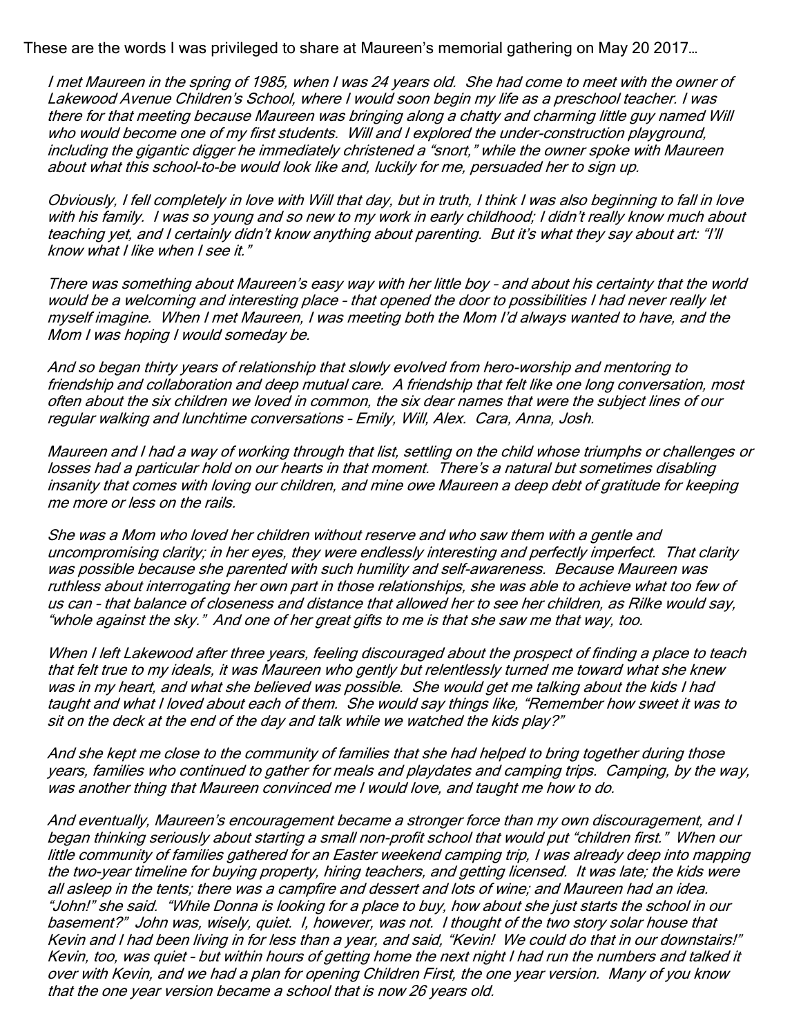These are the words I was privileged to share at Maureen's memorial gathering on May 20 2017…

*I met Maureen in the spring of 1985, when I was 24 years old. She had come to meet with the owner of Lakewood Avenue Children's School, where I would soon begin my life as a preschool teacher. I was there for that meeting because Maureen was bringing along a chatty and charming little guy named Will who would become one of my first students. Will and I explored the under-construction playground, including the gigantic digger he immediately christened a "snort," while the owner spoke with Maureen about what this school-to-be would look like and, luckily for me, persuaded her to sign up.*

*Obviously, I fell completely in love with Will that day, but in truth, I think I was also beginning to fall in love with his family. I was so young and so new to my work in early childhood; I didn't really know much about teaching yet, and I certainly didn't know anything about parenting. But it's what they say about art: "I'll know what I like when I see it."*

*There was something about Maureen's easy way with her little boy – and about his certainty that the world would be a welcoming and interesting place – that opened the door to possibilities I had never really let myself imagine. When I met Maureen, I was meeting both the Mom I'd always wanted to have, and the Mom I was hoping I would someday be.*

*And so began thirty years of relationship that slowly evolved from hero-worship and mentoring to friendship and collaboration and deep mutual care. A friendship that felt like one long conversation, most often about the six children we loved in common, the six dear names that were the subject lines of our regular walking and lunchtime conversations – Emily, Will, Alex. Cara, Anna, Josh.*

*Maureen and I had a way of working through that list, settling on the child whose triumphs or challenges or losses had a particular hold on our hearts in that moment. There's a natural but sometimes disabling insanity that comes with loving our children, and mine owe Maureen a deep debt of gratitude for keeping me more or less on the rails.*

*She was a Mom who loved her children without reserve and who saw them with a gentle and uncompromising clarity; in her eyes, they were endlessly interesting and perfectly imperfect. That clarity was possible because she parented with such humility and self-awareness. Because Maureen was ruthless about interrogating her own part in those relationships, she was able to achieve what too few of us can – that balance of closeness and distance that allowed her to see her children, as Rilke would say, "whole against the sky." And one of her great gifts to me is that she saw me that way, too.*

*When I left Lakewood after three years, feeling discouraged about the prospect of finding a place to teach that felt true to my ideals, it was Maureen who gently but relentlessly turned me toward what she knew was in my heart, and what she believed was possible. She would get me talking about the kids I had taught and what I loved about each of them. She would say things like, "Remember how sweet it was to sit on the deck at the end of the day and talk while we watched the kids play?"*

*And she kept me close to the community of families that she had helped to bring together during those years, families who continued to gather for meals and playdates and camping trips. Camping, by the way, was another thing that Maureen convinced me I would love, and taught me how to do.*

*And eventually, Maureen's encouragement became a stronger force than my own discouragement, and I began thinking seriously about starting a small non-profit school that would put "children first." When our little community of families gathered for an Easter weekend camping trip, I was already deep into mapping the two-year timeline for buying property, hiring teachers, and getting licensed. It was late; the kids were all asleep in the tents; there was a campfire and dessert and lots of wine; and Maureen had an idea. "John!" she said. "While Donna is looking for a place to buy, how about she just starts the school in our basement?" John was, wisely, quiet. I, however, was not. I thought of the two story solar house that Kevin and I had been living in for less than a year, and said, "Kevin! We could do that in our downstairs!" Kevin, too, was quiet – but within hours of getting home the next night I had run the numbers and talked it over with Kevin, and we had a plan for opening Children First, the one year version. Many of you know that the one year version became a school that is now 26 years old.*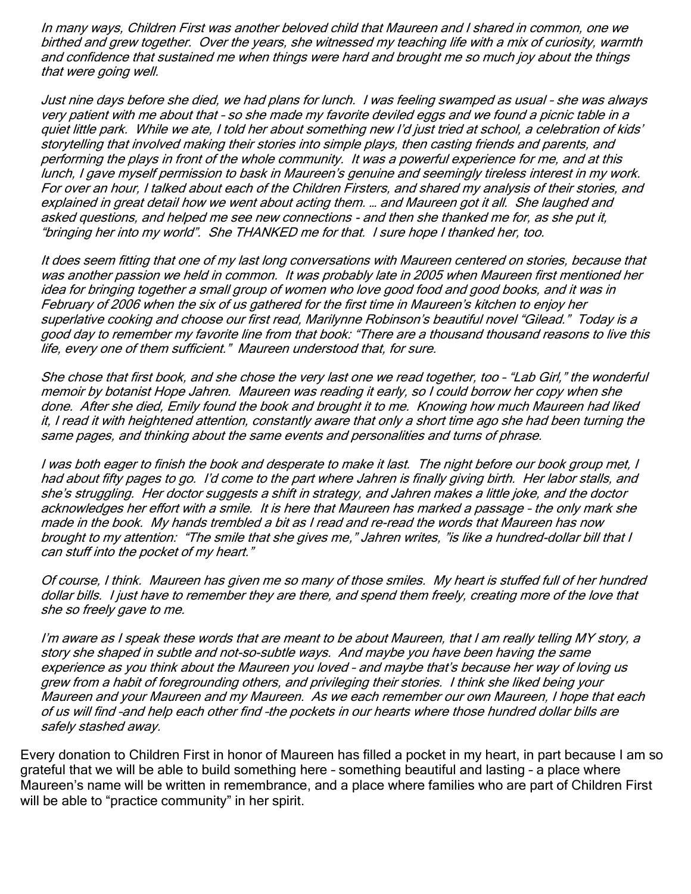*In many ways, Children First was another beloved child that Maureen and I shared in common, one we birthed and grew together. Over the years, she witnessed my teaching life with a mix of curiosity, warmth and confidence that sustained me when things were hard and brought me so much joy about the things that were going well.*

*Just nine days before she died, we had plans for lunch. I was feeling swamped as usual – she was always very patient with me about that – so she made my favorite deviled eggs and we found a picnic table in a quiet little park. While we ate, I told her about something new I'd just tried at school, a celebration of kids' storytelling that involved making their stories into simple plays, then casting friends and parents, and performing the plays in front of the whole community. It was a powerful experience for me, and at this lunch, I gave myself permission to bask in Maureen's genuine and seemingly tireless interest in my work. For over an hour, I talked about each of the Children Firsters, and shared my analysis of their stories, and explained in great detail how we went about acting them. … and Maureen got it all. She laughed and asked questions, and helped me see new connections - and then she thanked me for, as she put it, "bringing her into my world". She THANKED me for that. I sure hope I thanked her, too.*

*It does seem fitting that one of my last long conversations with Maureen centered on stories, because that was another passion we held in common. It was probably late in 2005 when Maureen first mentioned her idea for bringing together a small group of women who love good food and good books, and it was in February of 2006 when the six of us gathered for the first time in Maureen's kitchen to enjoy her superlative cooking and choose our first read, Marilynne Robinson's beautiful novel "Gilead." Today is a good day to remember my favorite line from that book: "There are a thousand thousand reasons to live this life, every one of them sufficient." Maureen understood that, for sure.*

*She chose that first book, and she chose the very last one we read together, too – "Lab Girl," the wonderful memoir by botanist Hope Jahren. Maureen was reading it early, so I could borrow her copy when she done. After she died, Emily found the book and brought it to me. Knowing how much Maureen had liked it, I read it with heightened attention, constantly aware that only a short time ago she had been turning the same pages, and thinking about the same events and personalities and turns of phrase.*

*I was both eager to finish the book and desperate to make it last. The night before our book group met, I had about fifty pages to go. I'd come to the part where Jahren is finally giving birth. Her labor stalls, and she's struggling. Her doctor suggests a shift in strategy, and Jahren makes a little joke, and the doctor acknowledges her effort with a smile. It is here that Maureen has marked a passage – the only mark she made in the book. My hands trembled a bit as I read and re-read the words that Maureen has now brought to my attention: "The smile that she gives me," Jahren writes, "is like a hundred-dollar bill that I can stuff into the pocket of my heart."*

*Of course, I think. Maureen has given me so many of those smiles. My heart is stuffed full of her hundred dollar bills. I just have to remember they are there, and spend them freely, creating more of the love that she so freely gave to me.*

*I'm aware as I speak these words that are meant to be about Maureen, that I am really telling MY story, a story she shaped in subtle and not-so-subtle ways. And maybe you have been having the same experience as you think about the Maureen you loved – and maybe that's because her way of loving us grew from a habit of foregrounding others, and privileging their stories. I think she liked being your Maureen and your Maureen and my Maureen. As we each remember our own Maureen, I hope that each of us will find –and help each other find –the pockets in our hearts where those hundred dollar bills are safely stashed away.*

Every donation to Children First in honor of Maureen has filled a pocket in my heart, in part because I am so grateful that we will be able to build something here – something beautiful and lasting – a place where Maureen's name will be written in remembrance, and a place where families who are part of Children First will be able to "practice community" in her spirit.